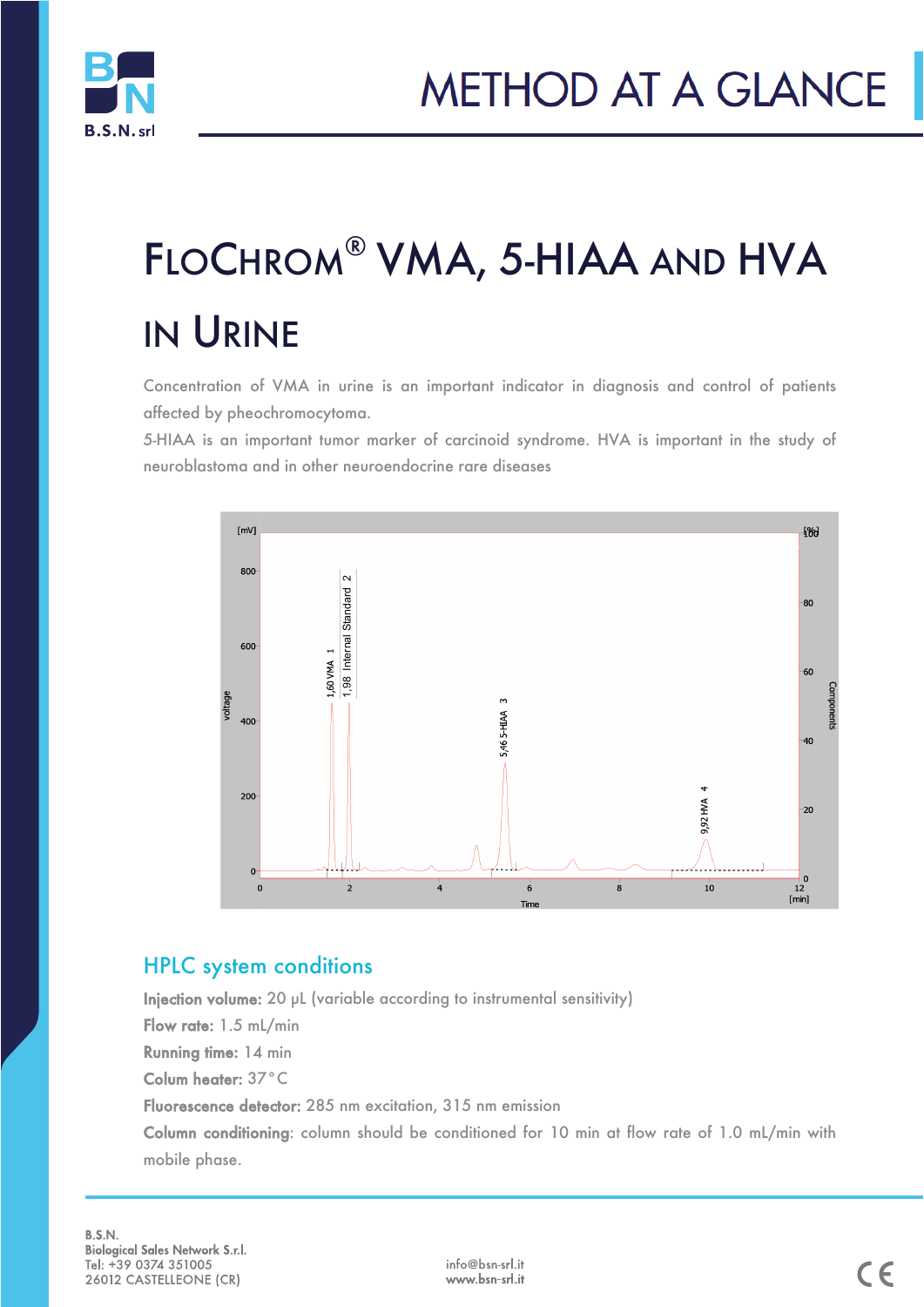# METHOD AT A GLANCE

# FloChrom® VMA, 5-HIAA and HVA in Urine

Concentration of VMA in urine is an important indicator in diagnosis and control of patients affected by pheochromocytoma.

5-HIAA is an important tumor marker of carcinoid syndrome. HVA is important in the study of neuroblastoma and in other neuroendocrine rare diseases

## HPLC system conditions

**Injection volume:** 20 μL (variable according to instrumental sensitivity)

**Flow rate:** 1.5 mL/min

**Running time:** 14 min

**Colum heater:** 37°C

**Fluorescence detector:** 285 nm excitation, 315 nm emission

**Column conditioning**: column should be conditioned for 10 min at flow rate of 1.0 mL/min with mobile phase.

B.S.N.
Biological Sales Network S.r.l.
Tel: +39 0374 351005
26012 CASTELLEONE (CR)

info@bsn-srl.it
www.bsn-srl.it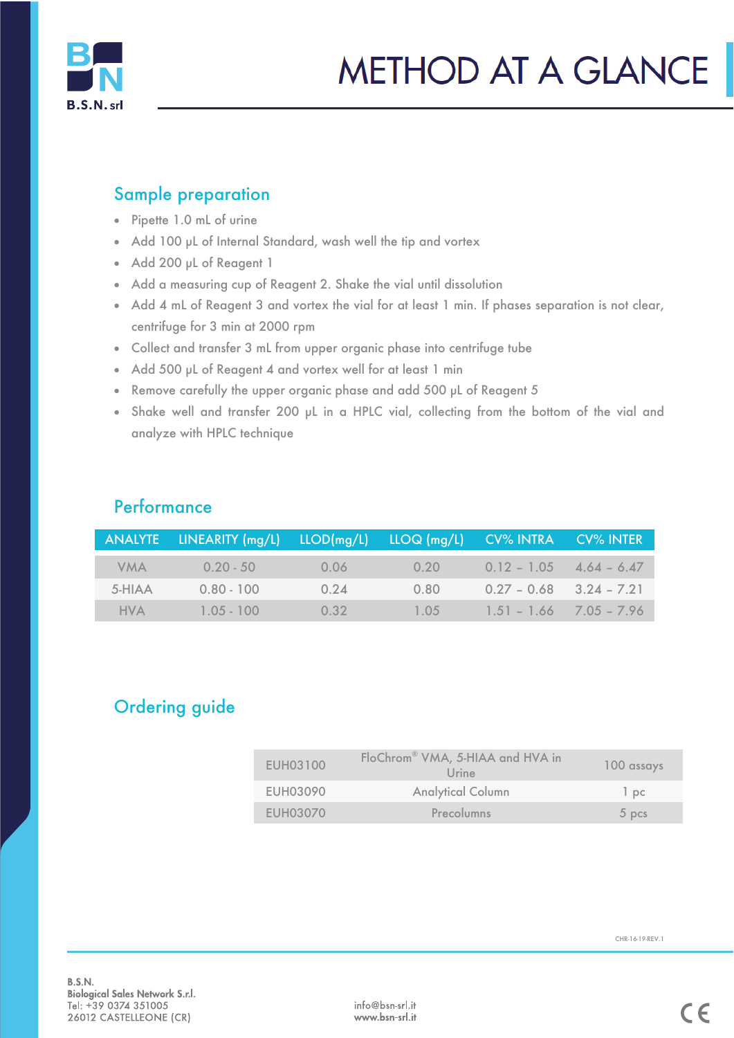# METHOD AT A GLANCE

## Sample preparation

- Pipette 1.0 mL of urine
- Add 100 µL of Internal Standard, wash well the tip and vortex
- Add 200 µL of Reagent 1
- Add a measuring cup of Reagent 2. Shake the vial until dissolution
- Add 4 mL of Reagent 3 and vortex the vial for at least 1 min. If phases separation is not clear, centrifuge for 3 min at 2000 rpm
- Collect and transfer 3 mL from upper organic phase into centrifuge tube
- Add 500 µL of Reagent 4 and vortex well for at least 1 min
- Remove carefully the upper organic phase and add 500 µL of Reagent 5
- Shake well and transfer 200 µL in a HPLC vial, collecting from the bottom of the vial and analyze with HPLC technique

## Performance

| ANALYTE | LINEARITY (mg/L) | LLOD(mg/L) | LLOQ (mg/L) | CV% INTRA | CV% INTER |
|---|---|---|---|---|---|
| VMA | 0.20 - 50 | 0.06 | 0.20 | 0.12 – 1.05 | 4.64 – 6.47 |
| 5-HIAA | 0.80 - 100 | 0.24 | 0.80 | 0.27 – 0.68 | 3.24 – 7.21 |
| HVA | 1.05 - 100 | 0.32 | 1.05 | 1.51 – 1.66 | 7.05 – 7.96 |

## Ordering guide

| | | |
|---|---|---|
| EUH03100 | FloChrom® VMA, 5-HIAA and HVA in Urine | 100 assays |
| EUH03090 | Analytical Column | 1 pc |
| EUH03070 | Precolumns | 5 pcs |

CHR-16-19-REV.1

B.S.N.
Biological Sales Network S.r.l.
Tel: +39 0374 351005
26012 CASTELLEONE (CR)

info@bsn-srl.it
www.bsn-srl.it